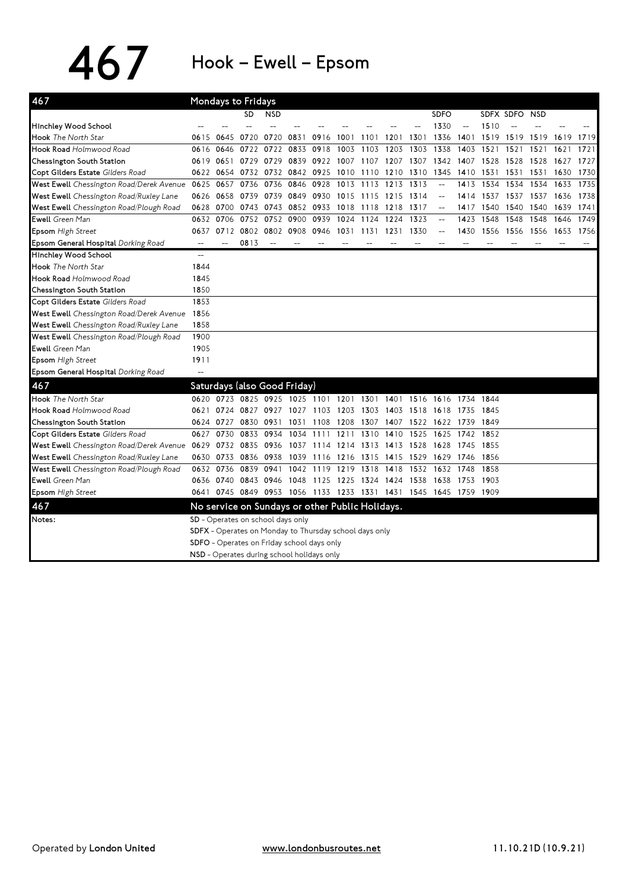# 467 Hook – Ewell – Epsom

**Mondays to Fridays**

| 467 | | | SD | NSD | | | | | | | SDFO | | SDFX | SDFO | NSD | | |
|---|---|---|---|---|---|---|---|---|---|---|---|---|---|---|---|---|---|
| **Hinchley Wood School** | -- | -- | -- | -- | -- | -- | -- | -- | -- | -- | 1330 | -- | 1510 | -- | -- | -- | -- |
| **Hook** *The North Star* | 0615 | 0645 | 0720 | 0720 | 0831 | 0916 | 1001 | 1101 | 1201 | 1301 | 1336 | 1401 | 1519 | 1519 | 1519 | 1619 | 1719 |
| **Hook Road** *Holmwood Road* | 0616 | 0646 | 0722 | 0722 | 0833 | 0918 | 1003 | 1103 | 1203 | 1303 | 1338 | 1403 | 1521 | 1521 | 1521 | 1621 | 1721 |
| **Chessington South Station** | 0619 | 0651 | 0729 | 0729 | 0839 | 0922 | 1007 | 1107 | 1207 | 1307 | 1342 | 1407 | 1528 | 1528 | 1528 | 1627 | 1727 |
| **Copt Gilders Estate** *Gilders Road* | 0622 | 0654 | 0732 | 0732 | 0842 | 0925 | 1010 | 1110 | 1210 | 1310 | 1345 | 1410 | 1531 | 1531 | 1531 | 1630 | 1730 |
| **West Ewell** *Chessington Road/Derek Avenue* | 0625 | 0657 | 0736 | 0736 | 0846 | 0928 | 1013 | 1113 | 1213 | 1313 | -- | 1413 | 1534 | 1534 | 1534 | 1633 | 1735 |
| **West Ewell** *Chessington Road/Ruxley Lane* | 0626 | 0658 | 0739 | 0739 | 0849 | 0930 | 1015 | 1115 | 1215 | 1314 | -- | 1414 | 1537 | 1537 | 1537 | 1636 | 1738 |
| **West Ewell** *Chessington Road/Plough Road* | 0628 | 0700 | 0743 | 0743 | 0852 | 0933 | 1018 | 1118 | 1218 | 1317 | -- | 1417 | 1540 | 1540 | 1540 | 1639 | 1741 |
| **Ewell** *Green Man* | 0632 | 0706 | 0752 | 0752 | 0900 | 0939 | 1024 | 1124 | 1224 | 1323 | -- | 1423 | 1548 | 1548 | 1548 | 1646 | 1749 |
| **Epsom** *High Street* | 0637 | 0712 | 0802 | 0802 | 0908 | 0946 | 1031 | 1131 | 1231 | 1330 | -- | 1430 | 1556 | 1556 | 1556 | 1653 | 1756 |
| **Epsom General Hospital** *Dorking Road* | -- | -- | 0813 | -- | -- | -- | -- | -- | -- | -- | -- | -- | -- | -- | -- | -- | -- |

| 467 | |
|---|---|
| **Hinchley Wood School** | -- |
| **Hook** *The North Star* | 1844 |
| **Hook Road** *Holmwood Road* | 1845 |
| **Chessington South Station** | 1850 |
| **Copt Gilders Estate** *Gilders Road* | 1853 |
| **West Ewell** *Chessington Road/Derek Avenue* | 1856 |
| **West Ewell** *Chessington Road/Ruxley Lane* | 1858 |
| **West Ewell** *Chessington Road/Plough Road* | 1900 |
| **Ewell** *Green Man* | 1905 |
| **Epsom** *High Street* | 1911 |
| **Epsom General Hospital** *Dorking Road* | -- |

**Saturdays (also Good Friday)**

| 467 | | | | | | | | | | | | | |
|---|---|---|---|---|---|---|---|---|---|---|---|---|---|
| **Hook** *The North Star* | 0620 | 0723 | 0825 | 0925 | 1025 | 1101 | 1201 | 1301 | 1401 | 1516 | 1616 | 1734 | 1844 |
| **Hook Road** *Holmwood Road* | 0621 | 0724 | 0827 | 0927 | 1027 | 1103 | 1203 | 1303 | 1403 | 1518 | 1618 | 1735 | 1845 |
| **Chessington South Station** | 0624 | 0727 | 0830 | 0931 | 1031 | 1108 | 1208 | 1307 | 1407 | 1522 | 1622 | 1739 | 1849 |
| **Copt Gilders Estate** *Gilders Road* | 0627 | 0730 | 0833 | 0934 | 1034 | 1111 | 1211 | 1310 | 1410 | 1525 | 1625 | 1742 | 1852 |
| **West Ewell** *Chessington Road/Derek Avenue* | 0629 | 0732 | 0835 | 0936 | 1037 | 1114 | 1214 | 1313 | 1413 | 1528 | 1628 | 1745 | 1855 |
| **West Ewell** *Chessington Road/Ruxley Lane* | 0630 | 0733 | 0836 | 0938 | 1039 | 1116 | 1216 | 1315 | 1415 | 1529 | 1629 | 1746 | 1856 |
| **West Ewell** *Chessington Road/Plough Road* | 0632 | 0736 | 0839 | 0941 | 1042 | 1119 | 1219 | 1318 | 1418 | 1532 | 1632 | 1748 | 1858 |
| **Ewell** *Green Man* | 0636 | 0740 | 0843 | 0946 | 1048 | 1125 | 1225 | 1324 | 1424 | 1538 | 1638 | 1753 | 1903 |
| **Epsom** *High Street* | 0641 | 0745 | 0849 | 0953 | 1056 | 1133 | 1233 | 1331 | 1431 | 1545 | 1645 | 1759 | 1909 |

**467 No service on Sundays or other Public Holidays.**

**Notes:**

**SD** - Operates on school days only
**SDFX** - Operates on Monday to Thursday school days only
**SDFO** - Operates on Friday school days only
**NSD** - Operates during school holidays only

Operated by **London United** www.londonbusroutes.net 11.10.21D (10.9.21)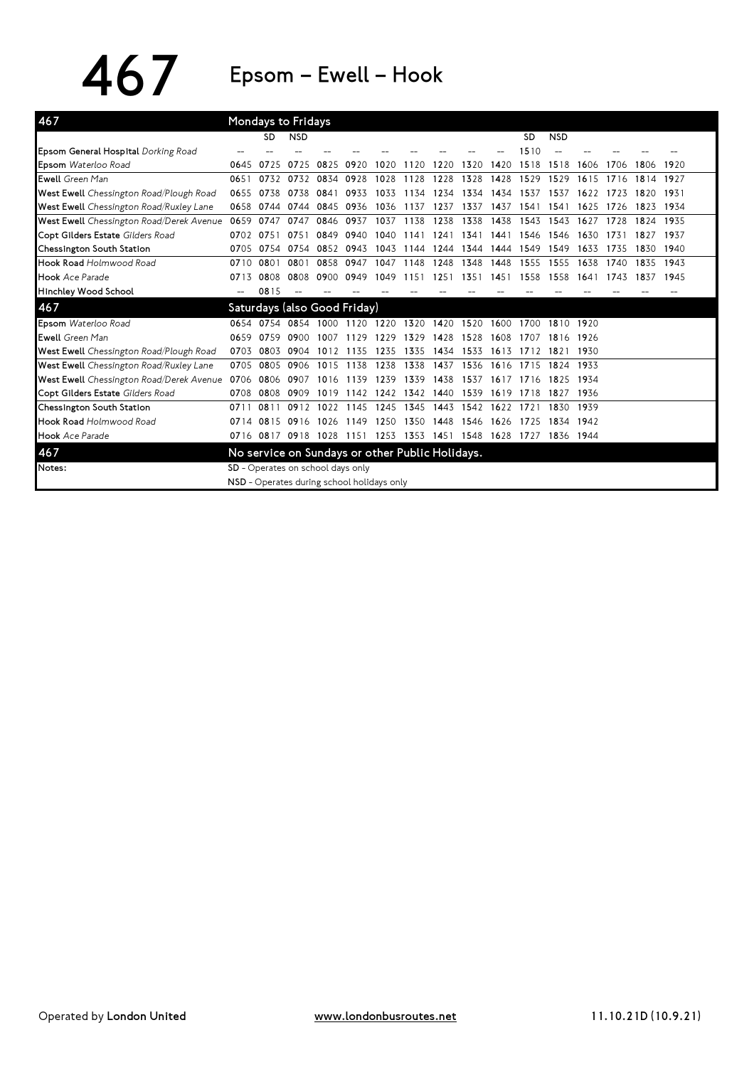# 467 Epsom – Ewell – Hook

| 467 | Mondays to Fridays | | | | | | | | | | | | | | | | |
|---|---|---|---|---|---|---|---|---|---|---|---|---|---|---|---|---|---|
| | | SD | NSD | | | | | | | | | SD | NSD | | | | |
| **Epsom General Hospital** *Dorking Road* | -- | -- | -- | -- | -- | -- | -- | -- | -- | -- | -- | 1510 | -- | -- | -- | -- | -- |
| **Epsom** *Waterloo Road* | 0645 | 0725 | 0725 | 0825 | 0920 | 1020 | 1120 | 1220 | 1320 | 1420 | 1518 | 1518 | 1606 | 1706 | 1806 | 1920 | |
| **Ewell** *Green Man* | 0651 | 0732 | 0732 | 0834 | 0928 | 1028 | 1128 | 1228 | 1328 | 1428 | 1529 | 1529 | 1615 | 1716 | 1814 | 1927 | |
| **West Ewell** *Chessington Road/Plough Road* | 0655 | 0738 | 0738 | 0841 | 0933 | 1033 | 1134 | 1234 | 1334 | 1434 | 1537 | 1537 | 1622 | 1723 | 1820 | 1931 | |
| **West Ewell** *Chessington Road/Ruxley Lane* | 0658 | 0744 | 0744 | 0845 | 0936 | 1036 | 1137 | 1237 | 1337 | 1437 | 1541 | 1541 | 1625 | 1726 | 1823 | 1934 | |
| **West Ewell** *Chessington Road/Derek Avenue* | 0659 | 0747 | 0747 | 0846 | 0937 | 1037 | 1138 | 1238 | 1338 | 1438 | 1543 | 1543 | 1627 | 1728 | 1824 | 1935 | |
| **Copt Gilders Estate** *Gilders Road* | 0702 | 0751 | 0751 | 0849 | 0940 | 1040 | 1141 | 1241 | 1341 | 1441 | 1546 | 1546 | 1630 | 1731 | 1827 | 1937 | |
| **Chessington South Station** | 0705 | 0754 | 0754 | 0852 | 0943 | 1043 | 1144 | 1244 | 1344 | 1444 | 1549 | 1549 | 1633 | 1735 | 1830 | 1940 | |
| **Hook Road** *Holmwood Road* | 0710 | 0801 | 0801 | 0858 | 0947 | 1047 | 1148 | 1248 | 1348 | 1448 | 1555 | 1555 | 1638 | 1740 | 1835 | 1943 | |
| **Hook** *Ace Parade* | 0713 | 0808 | 0808 | 0900 | 0949 | 1049 | 1151 | 1251 | 1351 | 1451 | 1558 | 1558 | 1641 | 1743 | 1837 | 1945 | |
| **Hinchley Wood School** | -- | 0815 | -- | -- | -- | -- | -- | -- | -- | -- | -- | -- | -- | -- | -- | -- | |

| 467 | Saturdays (also Good Friday) | | | | | | | | | | | |
|---|---|---|---|---|---|---|---|---|---|---|---|---|
| **Epsom** *Waterloo Road* | 0654 | 0754 | 0854 | 1000 | 1120 | 1220 | 1320 | 1420 | 1520 | 1600 | 1700 | 1810 | 1920 |
| **Ewell** *Green Man* | 0659 | 0759 | 0900 | 1007 | 1129 | 1229 | 1329 | 1428 | 1528 | 1608 | 1707 | 1816 | 1926 |
| **West Ewell** *Chessington Road/Plough Road* | 0703 | 0803 | 0904 | 1012 | 1135 | 1235 | 1335 | 1434 | 1533 | 1613 | 1712 | 1821 | 1930 |
| **West Ewell** *Chessington Road/Ruxley Lane* | 0705 | 0805 | 0906 | 1015 | 1138 | 1238 | 1338 | 1437 | 1536 | 1616 | 1715 | 1824 | 1933 |
| **West Ewell** *Chessington Road/Derek Avenue* | 0706 | 0806 | 0907 | 1016 | 1139 | 1239 | 1339 | 1438 | 1537 | 1617 | 1716 | 1825 | 1934 |
| **Copt Gilders Estate** *Gilders Road* | 0708 | 0808 | 0909 | 1019 | 1142 | 1242 | 1342 | 1440 | 1539 | 1619 | 1718 | 1827 | 1936 |
| **Chessington South Station** | 0711 | 0811 | 0912 | 1022 | 1145 | 1245 | 1345 | 1443 | 1542 | 1622 | 1721 | 1830 | 1939 |
| **Hook Road** *Holmwood Road* | 0714 | 0815 | 0916 | 1026 | 1149 | 1250 | 1350 | 1448 | 1546 | 1626 | 1725 | 1834 | 1942 |
| **Hook** *Ace Parade* | 0716 | 0817 | 0918 | 1028 | 1151 | 1253 | 1353 | 1451 | 1548 | 1628 | 1727 | 1836 | 1944 |

**467** — No service on Sundays or other Public Holidays.

Notes:
SD - Operates on school days only
NSD - Operates during school holidays only

Operated by **London United** www.londonbusroutes.net 11.10.21D (10.9.21)